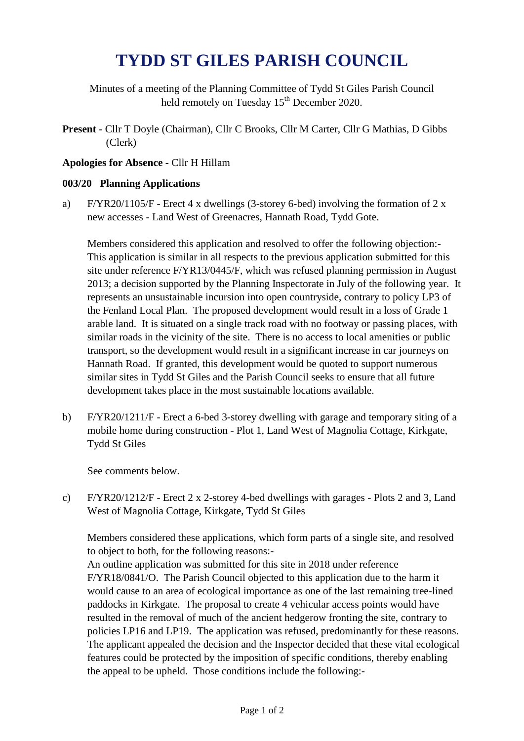# TYDD ST GILES PARISH COUNCIL

Minutes of a meeting of the Planning Committee of Tydd St Giles Parish Council held remotely on Tuesday 15th December 2020.

**Present** - Cllr T Doyle (Chairman), Cllr C Brooks, Cllr M Carter, Cllr G Mathias, D Gibbs (Clerk)

**Apologies for Absence** - Cllr H Hillam

**003/20 Planning Applications**

a) F/YR20/1105/F - Erect 4 x dwellings (3-storey 6-bed) involving the formation of 2 x new accesses - Land West of Greenacres, Hannath Road, Tydd Gote.

Members considered this application and resolved to offer the following objection:- This application is similar in all respects to the previous application submitted for this site under reference F/YR13/0445/F, which was refused planning permission in August 2013; a decision supported by the Planning Inspectorate in July of the following year. It represents an unsustainable incursion into open countryside, contrary to policy LP3 of the Fenland Local Plan. The proposed development would result in a loss of Grade 1 arable land. It is situated on a single track road with no footway or passing places, with similar roads in the vicinity of the site. There is no access to local amenities or public transport, so the development would result in a significant increase in car journeys on Hannath Road. If granted, this development would be quoted to support numerous similar sites in Tydd St Giles and the Parish Council seeks to ensure that all future development takes place in the most sustainable locations available.

b) F/YR20/1211/F - Erect a 6-bed 3-storey dwelling with garage and temporary siting of a mobile home during construction - Plot 1, Land West of Magnolia Cottage, Kirkgate, Tydd St Giles

See comments below.

c) F/YR20/1212/F - Erect 2 x 2-storey 4-bed dwellings with garages - Plots 2 and 3, Land West of Magnolia Cottage, Kirkgate, Tydd St Giles

Members considered these applications, which form parts of a single site, and resolved to object to both, for the following reasons:-
An outline application was submitted for this site in 2018 under reference F/YR18/0841/O. The Parish Council objected to this application due to the harm it would cause to an area of ecological importance as one of the last remaining tree-lined paddocks in Kirkgate. The proposal to create 4 vehicular access points would have resulted in the removal of much of the ancient hedgerow fronting the site, contrary to policies LP16 and LP19. The application was refused, predominantly for these reasons. The applicant appealed the decision and the Inspector decided that these vital ecological features could be protected by the imposition of specific conditions, thereby enabling the appeal to be upheld. Those conditions include the following:-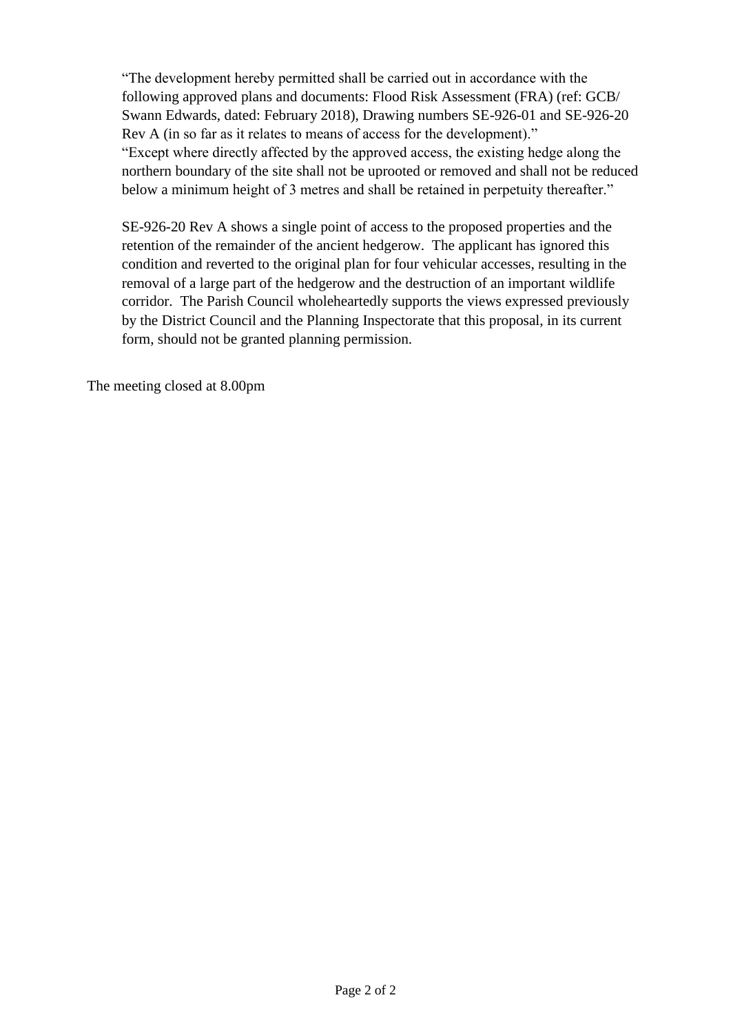"The development hereby permitted shall be carried out in accordance with the following approved plans and documents: Flood Risk Assessment (FRA) (ref: GCB/ Swann Edwards, dated: February 2018), Drawing numbers SE-926-01 and SE-926-20 Rev A (in so far as it relates to means of access for the development)."
"Except where directly affected by the approved access, the existing hedge along the northern boundary of the site shall not be uprooted or removed and shall not be reduced below a minimum height of 3 metres and shall be retained in perpetuity thereafter."

SE-926-20 Rev A shows a single point of access to the proposed properties and the retention of the remainder of the ancient hedgerow. The applicant has ignored this condition and reverted to the original plan for four vehicular accesses, resulting in the removal of a large part of the hedgerow and the destruction of an important wildlife corridor. The Parish Council wholeheartedly supports the views expressed previously by the District Council and the Planning Inspectorate that this proposal, in its current form, should not be granted planning permission.

The meeting closed at 8.00pm